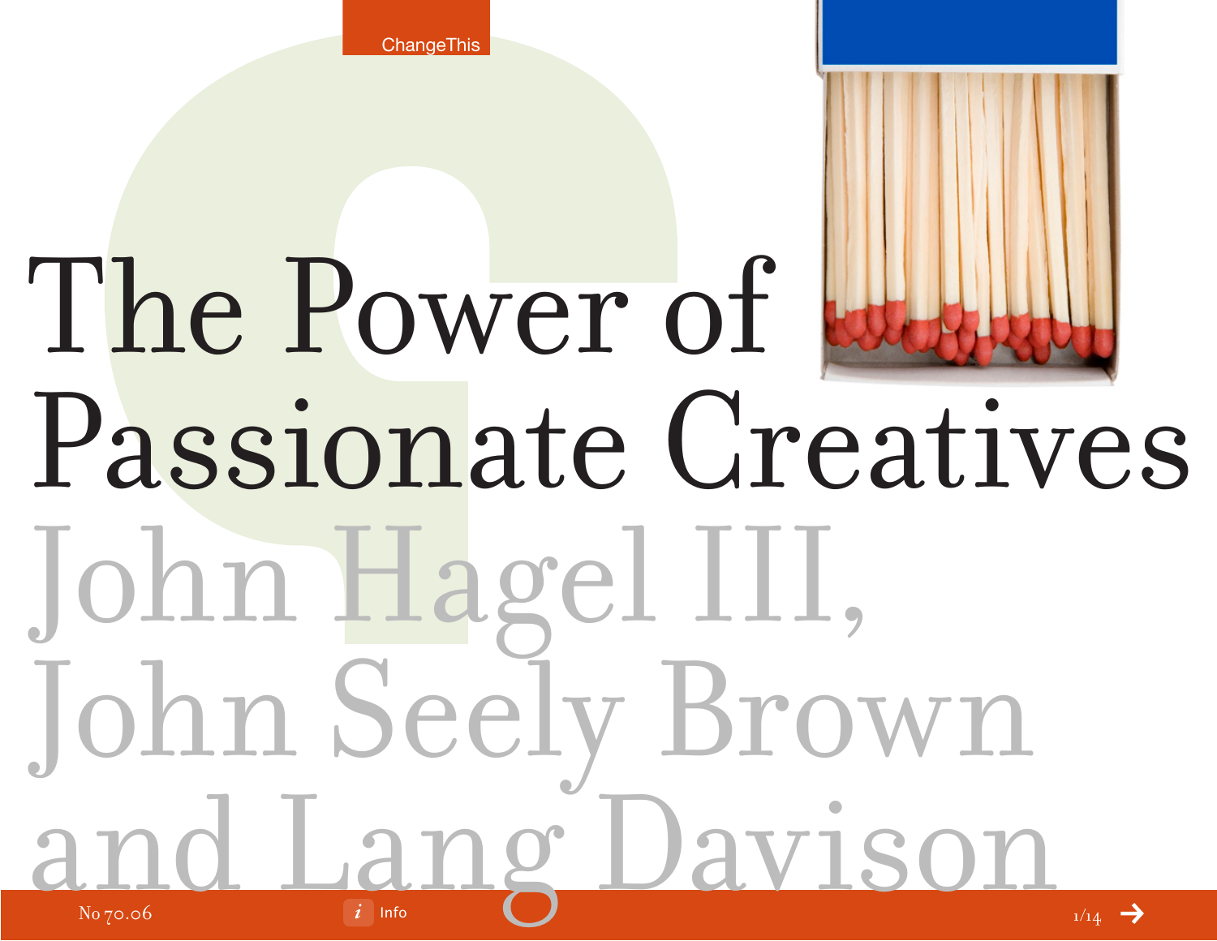ChangeThis

# The Power of Passionate Creatives

John Hagel III, John Seely Brown and Lang Davison

No 70.06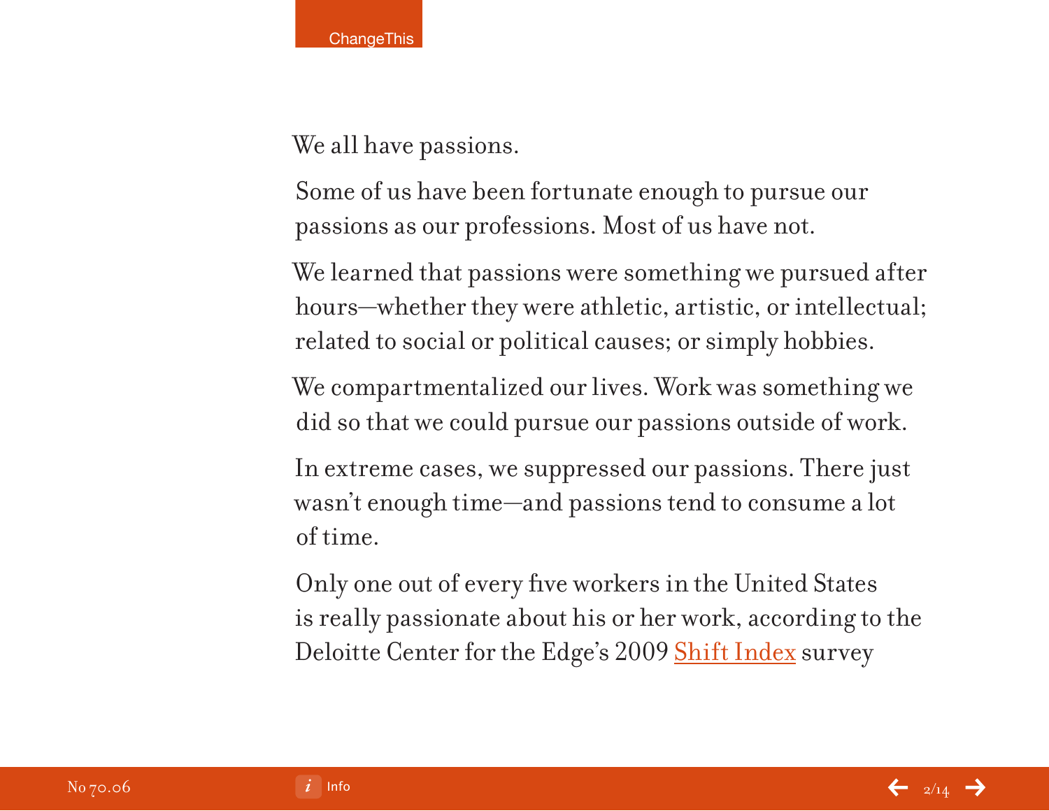We all have passions.

Some of us have been fortunate enough to pursue our passions as our professions. Most of us have not.

We learned that passions were something we pursued after hours—whether they were athletic, artistic, or intellectual; related to social or political causes; or simply hobbies.

We compartmentalized our lives. Work was something we did so that we could pursue our passions outside of work.

In extreme cases, we suppressed our passions. There just wasn't enough time—and passions tend to consume a lot of time.

Only one out of every five workers in the United States is really passionate about his or her work, according to the Deloitte Center for the Edge's 2009 Shift Index survey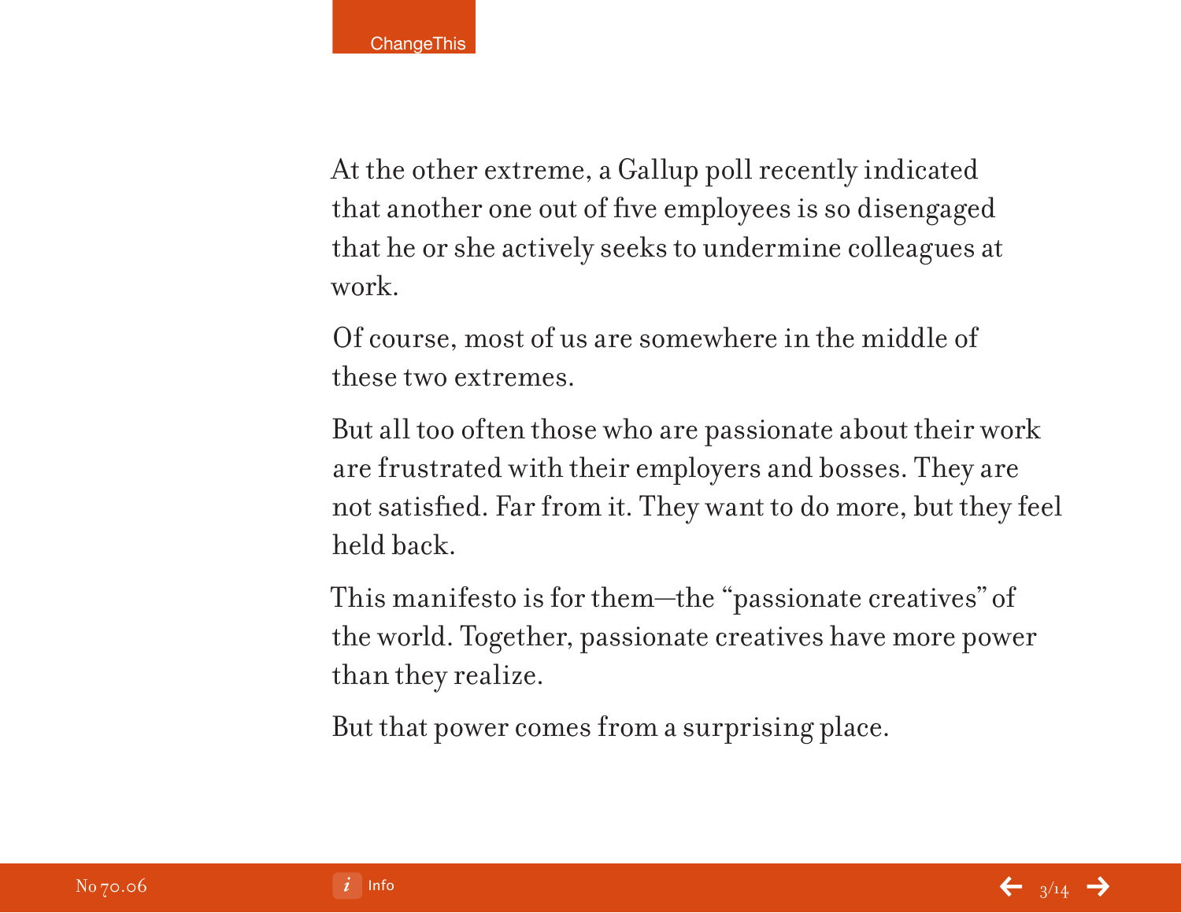At the other extreme, a Gallup poll recently indicated that another one out of five employees is so disengaged that he or she actively seeks to undermine colleagues at work.

Of course, most of us are somewhere in the middle of these two extremes.

But all too often those who are passionate about their work are frustrated with their employers and bosses. They are not satisfied. Far from it. They want to do more, but they feel held back.

This manifesto is for them—the "passionate creatives" of the world. Together, passionate creatives have more power than they realize.

But that power comes from a surprising place.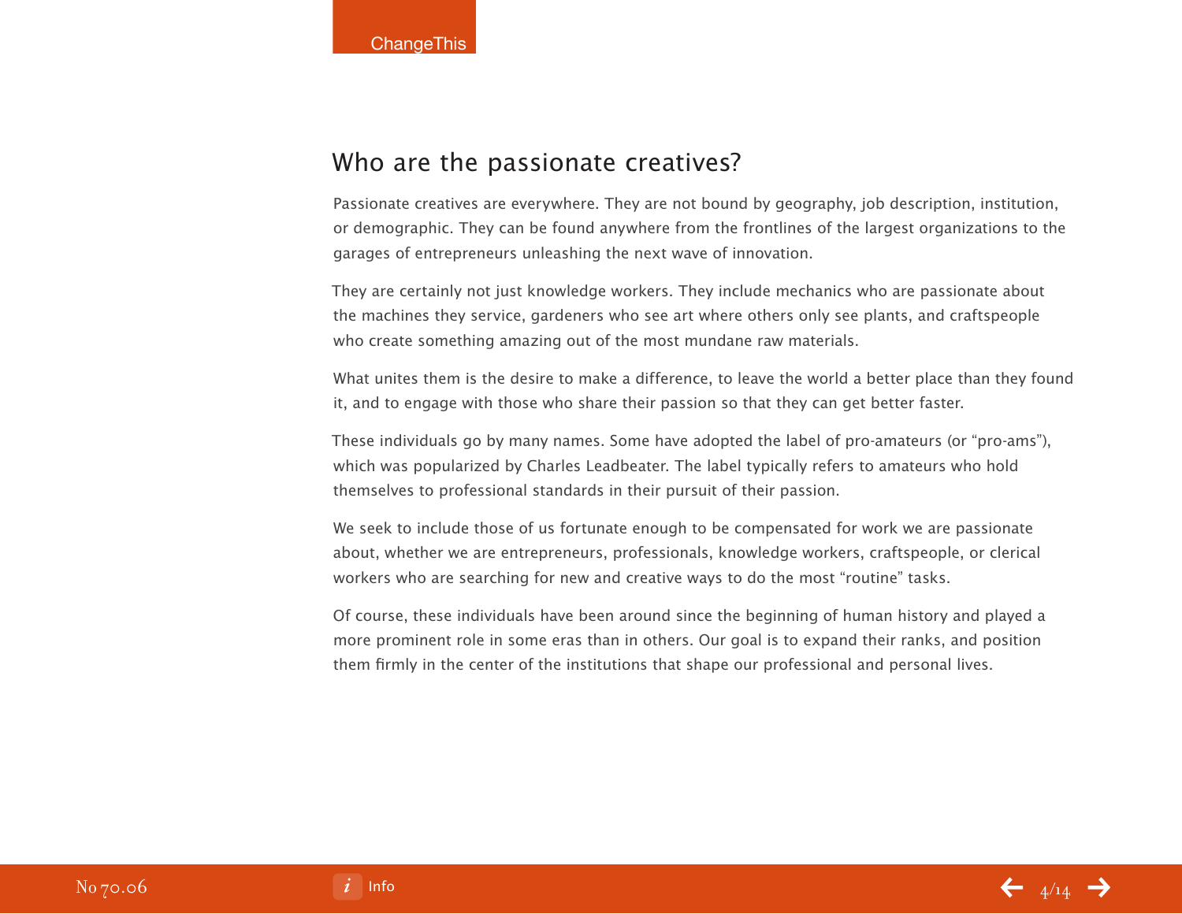## Who are the passionate creatives?

Passionate creatives are everywhere. They are not bound by geography, job description, institution, or demographic. They can be found anywhere from the frontlines of the largest organizations to the garages of entrepreneurs unleashing the next wave of innovation.

They are certainly not just knowledge workers. They include mechanics who are passionate about the machines they service, gardeners who see art where others only see plants, and craftspeople who create something amazing out of the most mundane raw materials.

What unites them is the desire to make a difference, to leave the world a better place than they found it, and to engage with those who share their passion so that they can get better faster.

These individuals go by many names. Some have adopted the label of pro-amateurs (or "pro-ams"), which was popularized by Charles Leadbeater. The label typically refers to amateurs who hold themselves to professional standards in their pursuit of their passion.

We seek to include those of us fortunate enough to be compensated for work we are passionate about, whether we are entrepreneurs, professionals, knowledge workers, craftspeople, or clerical workers who are searching for new and creative ways to do the most "routine" tasks.

Of course, these individuals have been around since the beginning of human history and played a more prominent role in some eras than in others. Our goal is to expand their ranks, and position them firmly in the center of the institutions that shape our professional and personal lives.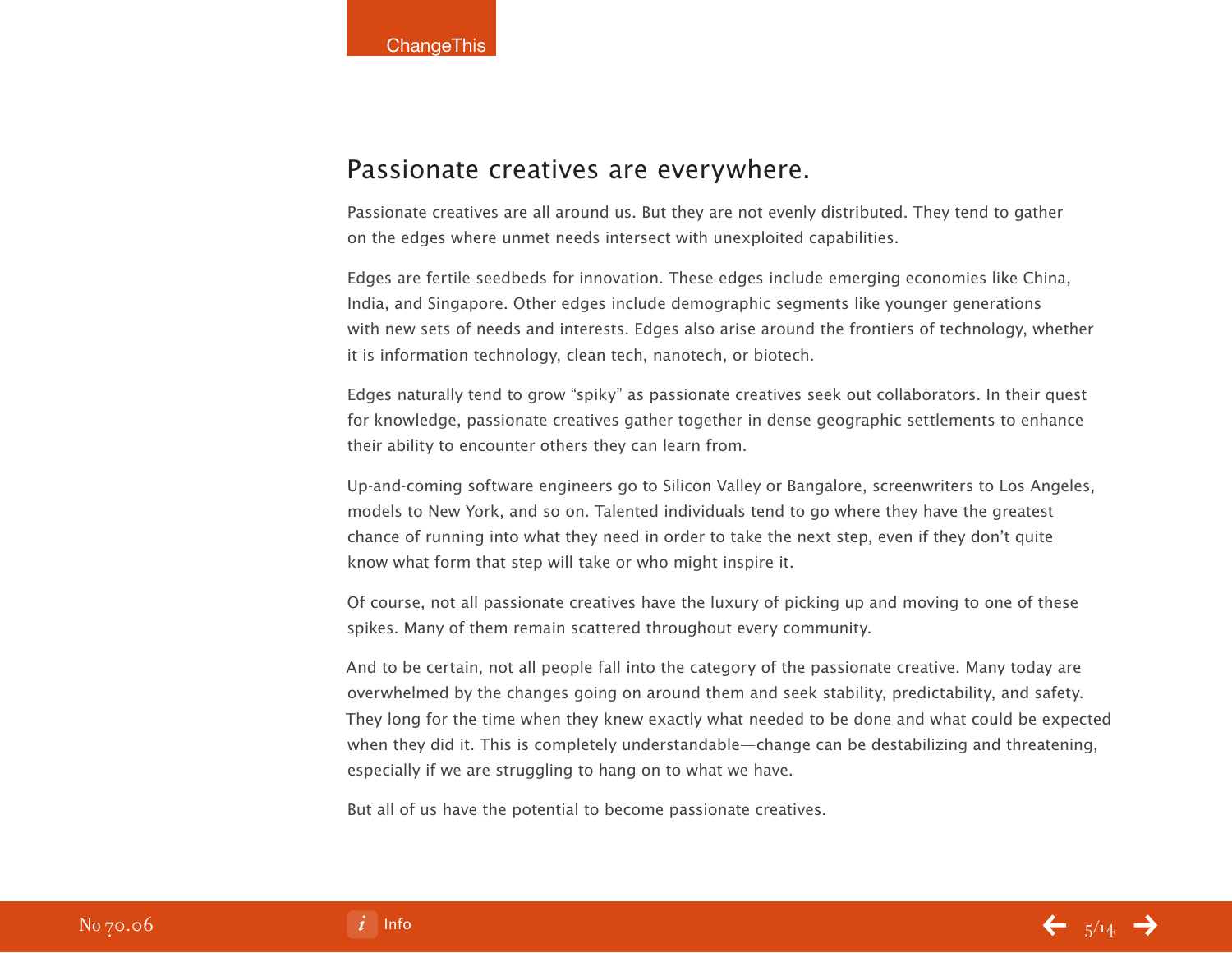## Passionate creatives are everywhere.

Passionate creatives are all around us. But they are not evenly distributed. They tend to gather on the edges where unmet needs intersect with unexploited capabilities.

Edges are fertile seedbeds for innovation. These edges include emerging economies like China, India, and Singapore. Other edges include demographic segments like younger generations with new sets of needs and interests. Edges also arise around the frontiers of technology, whether it is information technology, clean tech, nanotech, or biotech.

Edges naturally tend to grow "spiky" as passionate creatives seek out collaborators. In their quest for knowledge, passionate creatives gather together in dense geographic settlements to enhance their ability to encounter others they can learn from.

Up-and-coming software engineers go to Silicon Valley or Bangalore, screenwriters to Los Angeles, models to New York, and so on. Talented individuals tend to go where they have the greatest chance of running into what they need in order to take the next step, even if they don't quite know what form that step will take or who might inspire it.

Of course, not all passionate creatives have the luxury of picking up and moving to one of these spikes. Many of them remain scattered throughout every community.

And to be certain, not all people fall into the category of the passionate creative. Many today are overwhelmed by the changes going on around them and seek stability, predictability, and safety. They long for the time when they knew exactly what needed to be done and what could be expected when they did it. This is completely understandable—change can be destabilizing and threatening, especially if we are struggling to hang on to what we have.

But all of us have the potential to become passionate creatives.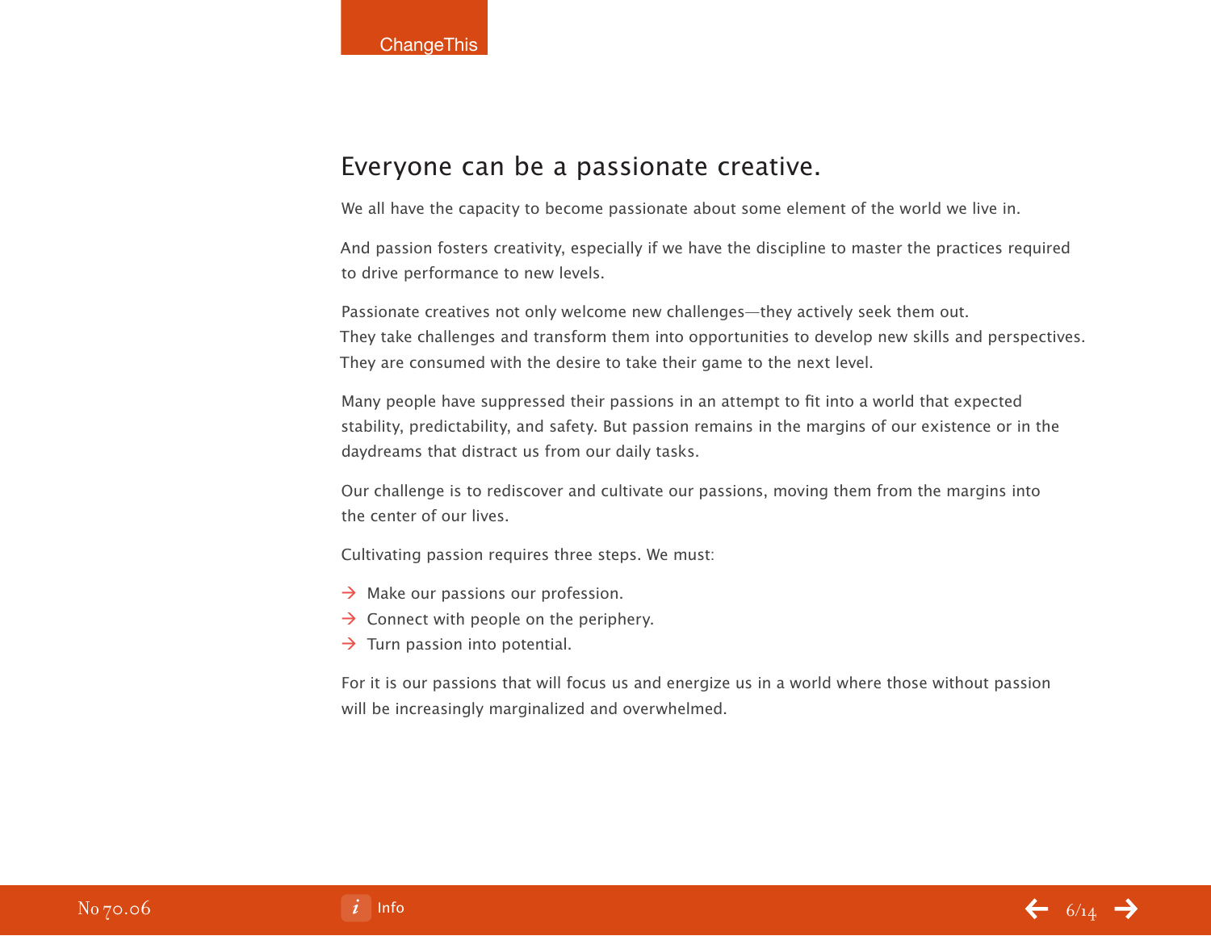## Everyone can be a passionate creative.

We all have the capacity to become passionate about some element of the world we live in.

And passion fosters creativity, especially if we have the discipline to master the practices required to drive performance to new levels.

Passionate creatives not only welcome new challenges—they actively seek them out. They take challenges and transform them into opportunities to develop new skills and perspectives. They are consumed with the desire to take their game to the next level.

Many people have suppressed their passions in an attempt to fit into a world that expected stability, predictability, and safety. But passion remains in the margins of our existence or in the daydreams that distract us from our daily tasks.

Our challenge is to rediscover and cultivate our passions, moving them from the margins into the center of our lives.

Cultivating passion requires three steps. We must:

- Make our passions our profession.
- Connect with people on the periphery.
- Turn passion into potential.

For it is our passions that will focus us and energize us in a world where those without passion will be increasingly marginalized and overwhelmed.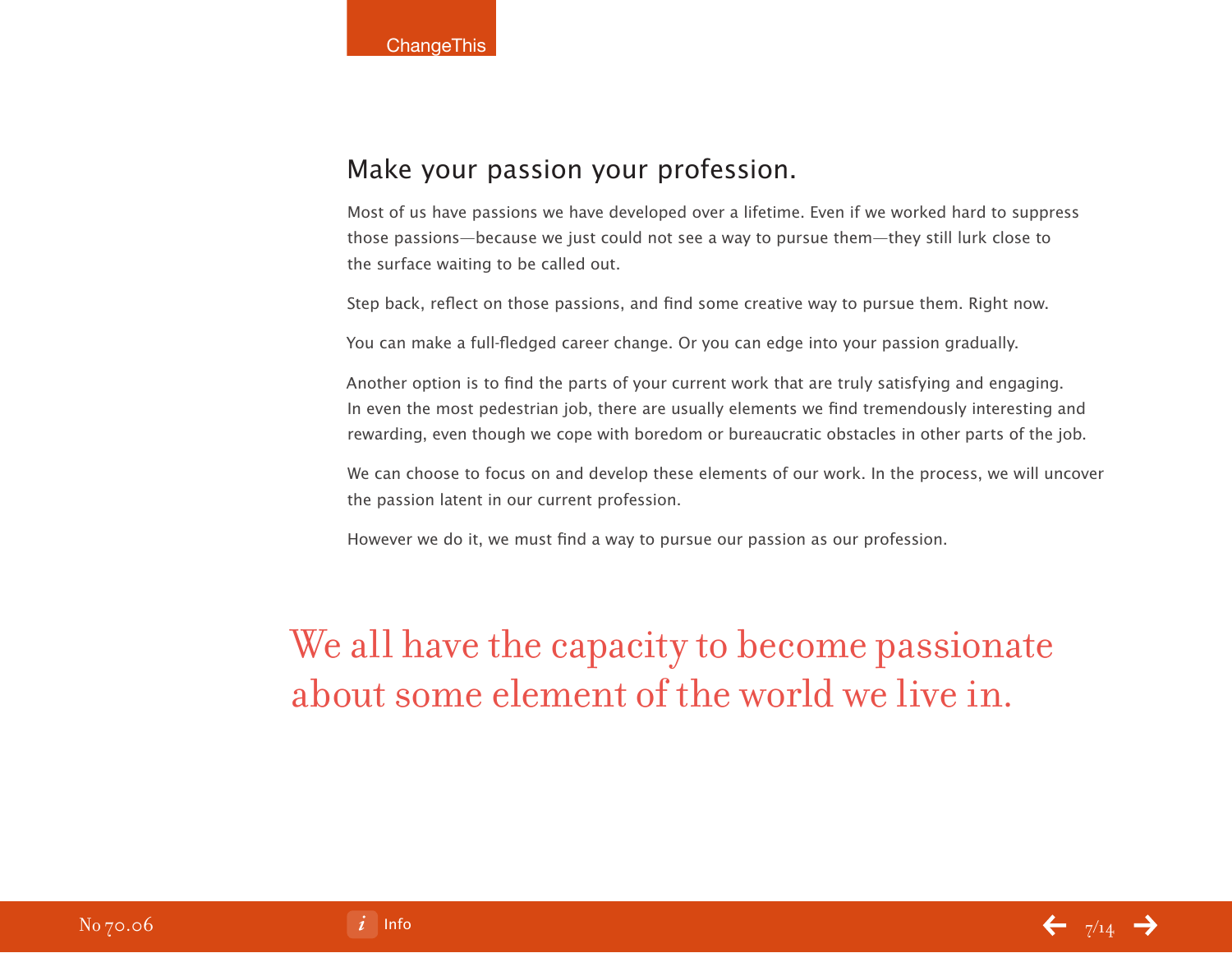## Make your passion your profession.

Most of us have passions we have developed over a lifetime. Even if we worked hard to suppress those passions—because we just could not see a way to pursue them—they still lurk close to the surface waiting to be called out.

Step back, reflect on those passions, and find some creative way to pursue them. Right now.

You can make a full-fledged career change. Or you can edge into your passion gradually.

Another option is to find the parts of your current work that are truly satisfying and engaging. In even the most pedestrian job, there are usually elements we find tremendously interesting and rewarding, even though we cope with boredom or bureaucratic obstacles in other parts of the job.

We can choose to focus on and develop these elements of our work. In the process, we will uncover the passion latent in our current profession.

However we do it, we must find a way to pursue our passion as our profession.

> We all have the capacity to become passionate about some element of the world we live in.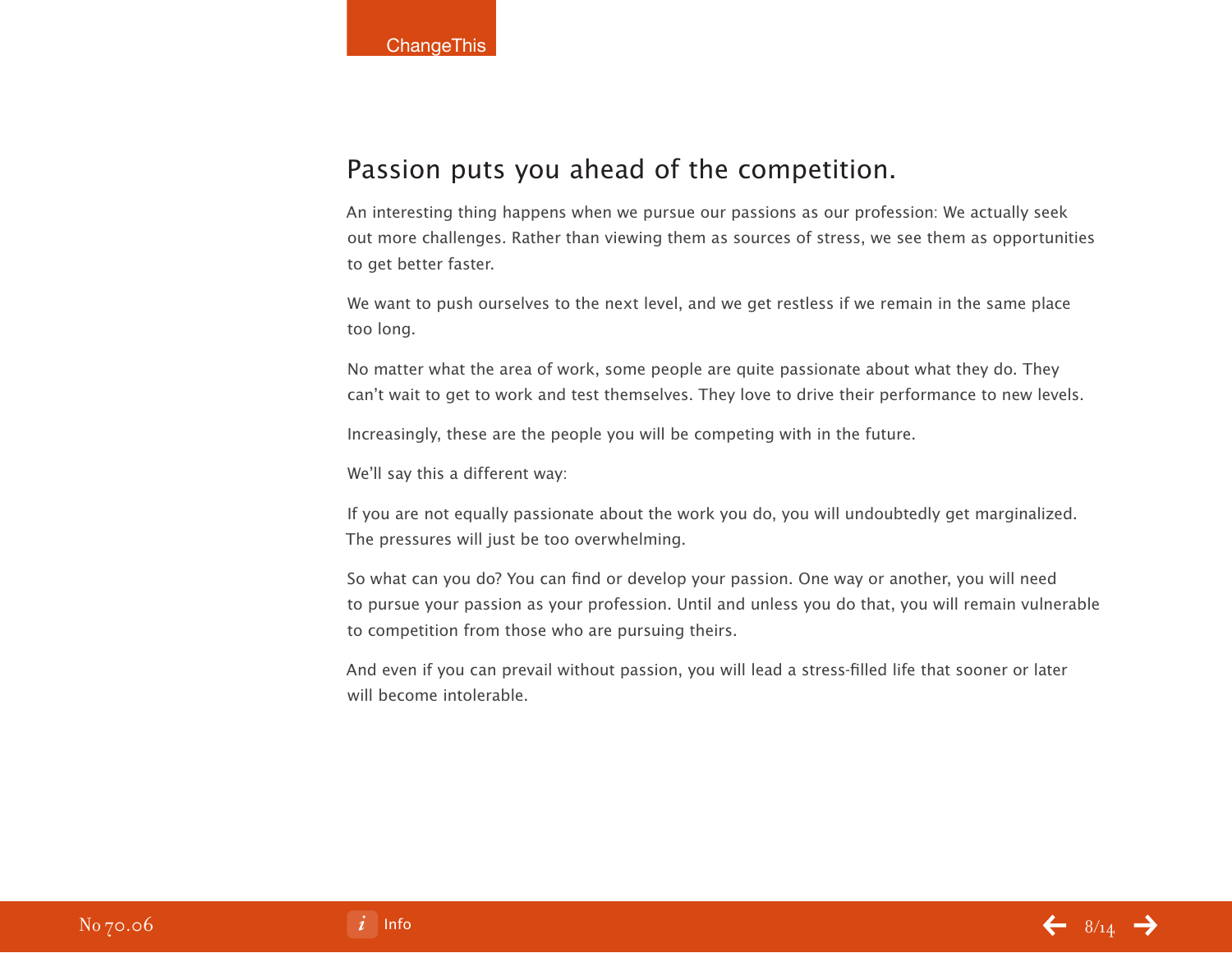## Passion puts you ahead of the competition.

An interesting thing happens when we pursue our passions as our profession: We actually seek out more challenges. Rather than viewing them as sources of stress, we see them as opportunities to get better faster.

We want to push ourselves to the next level, and we get restless if we remain in the same place too long.

No matter what the area of work, some people are quite passionate about what they do. They can't wait to get to work and test themselves. They love to drive their performance to new levels.

Increasingly, these are the people you will be competing with in the future.

We'll say this a different way:

If you are not equally passionate about the work you do, you will undoubtedly get marginalized. The pressures will just be too overwhelming.

So what can you do? You can find or develop your passion. One way or another, you will need to pursue your passion as your profession. Until and unless you do that, you will remain vulnerable to competition from those who are pursuing theirs.

And even if you can prevail without passion, you will lead a stress-filled life that sooner or later will become intolerable.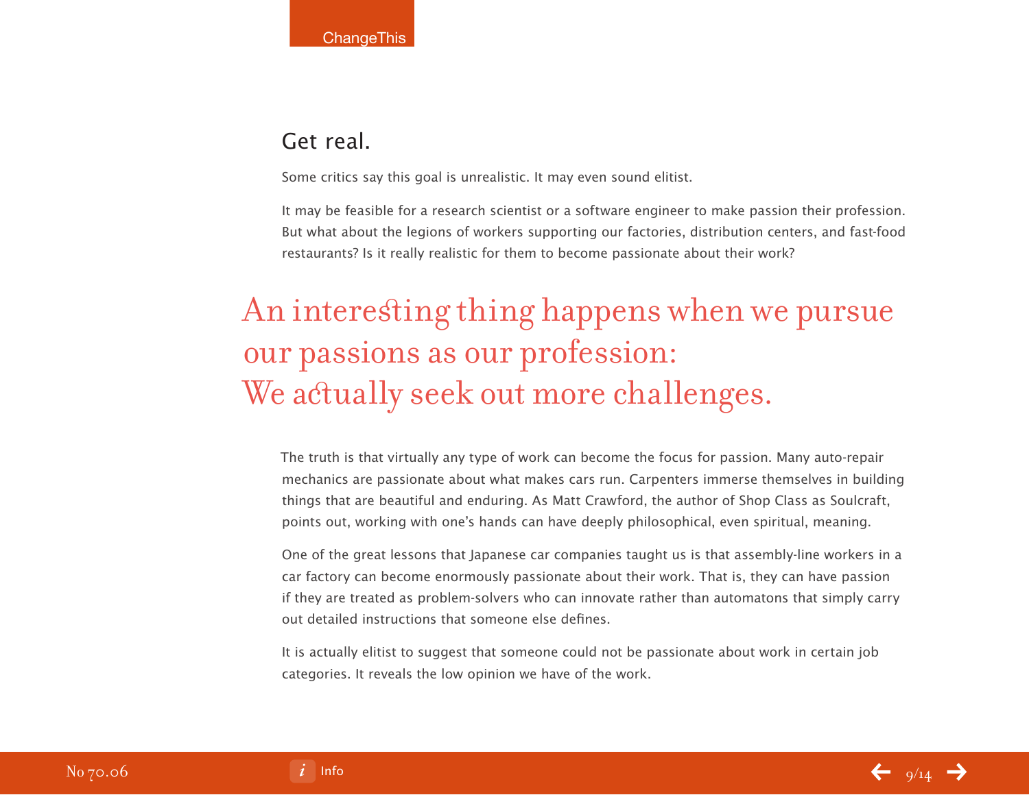## Get real.

Some critics say this goal is unrealistic. It may even sound elitist.

It may be feasible for a research scientist or a software engineer to make passion their profession. But what about the legions of workers supporting our factories, distribution centers, and fast-food restaurants? Is it really realistic for them to become passionate about their work?

> An interesting thing happens when we pursue our passions as our profession: We actually seek out more challenges.

The truth is that virtually any type of work can become the focus for passion. Many auto-repair mechanics are passionate about what makes cars run. Carpenters immerse themselves in building things that are beautiful and enduring. As Matt Crawford, the author of Shop Class as Soulcraft, points out, working with one's hands can have deeply philosophical, even spiritual, meaning.

One of the great lessons that Japanese car companies taught us is that assembly-line workers in a car factory can become enormously passionate about their work. That is, they can have passion if they are treated as problem-solvers who can innovate rather than automatons that simply carry out detailed instructions that someone else defines.

It is actually elitist to suggest that someone could not be passionate about work in certain job categories. It reveals the low opinion we have of the work.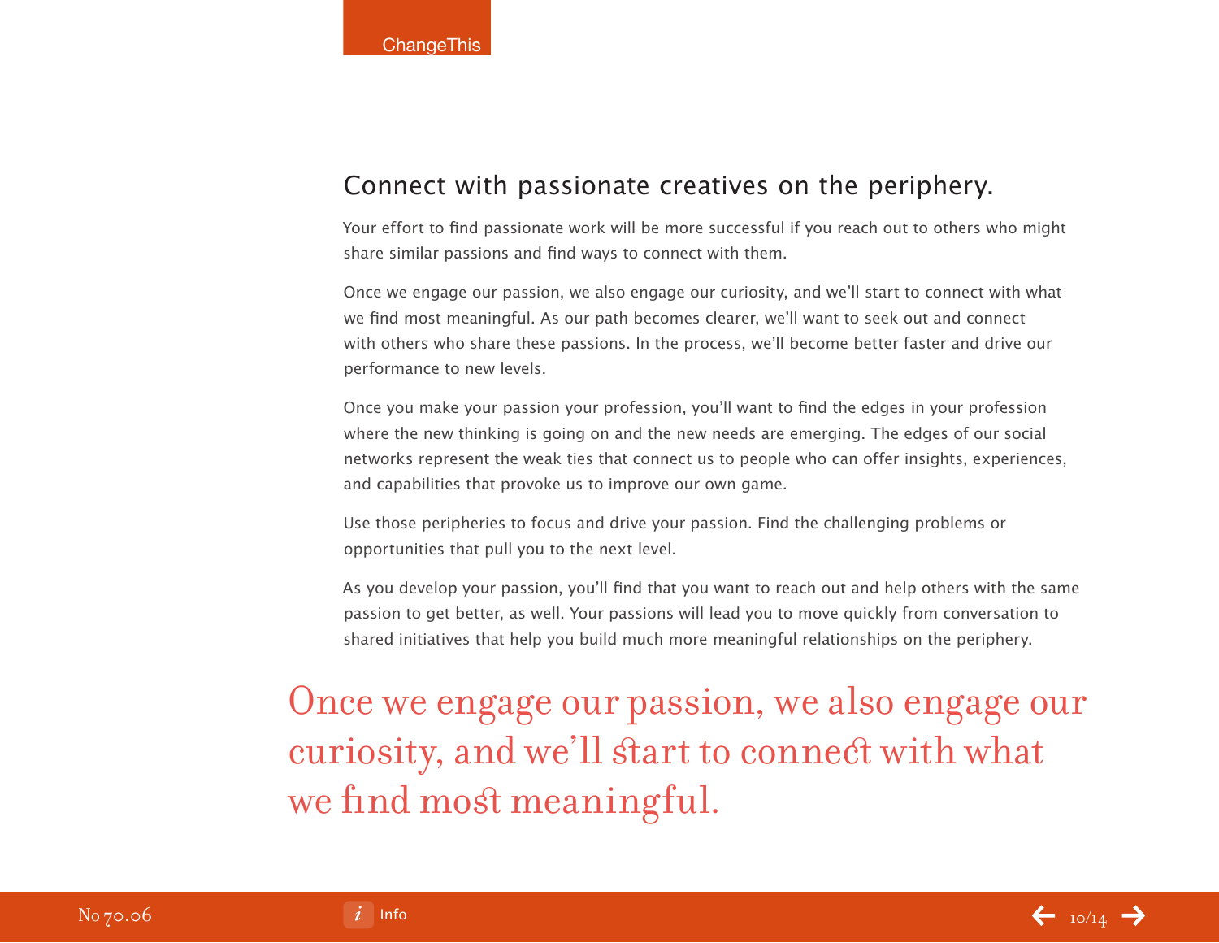## Connect with passionate creatives on the periphery.

Your effort to find passionate work will be more successful if you reach out to others who might share similar passions and find ways to connect with them.

Once we engage our passion, we also engage our curiosity, and we'll start to connect with what we find most meaningful. As our path becomes clearer, we'll want to seek out and connect with others who share these passions. In the process, we'll become better faster and drive our performance to new levels.

Once you make your passion your profession, you'll want to find the edges in your profession where the new thinking is going on and the new needs are emerging. The edges of our social networks represent the weak ties that connect us to people who can offer insights, experiences, and capabilities that provoke us to improve our own game.

Use those peripheries to focus and drive your passion. Find the challenging problems or opportunities that pull you to the next level.

As you develop your passion, you'll find that you want to reach out and help others with the same passion to get better, as well. Your passions will lead you to move quickly from conversation to shared initiatives that help you build much more meaningful relationships on the periphery.

> Once we engage our passion, we also engage our curiosity, and we'll start to connect with what we find most meaningful.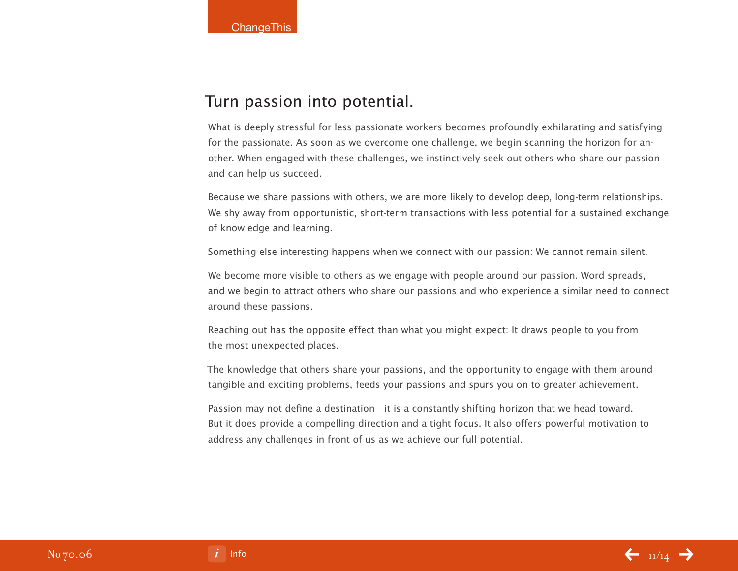## Turn passion into potential.

What is deeply stressful for less passionate workers becomes profoundly exhilarating and satisfying for the passionate. As soon as we overcome one challenge, we begin scanning the horizon for another. When engaged with these challenges, we instinctively seek out others who share our passion and can help us succeed.

Because we share passions with others, we are more likely to develop deep, long-term relationships. We shy away from opportunistic, short-term transactions with less potential for a sustained exchange of knowledge and learning.

Something else interesting happens when we connect with our passion: We cannot remain silent.

We become more visible to others as we engage with people around our passion. Word spreads, and we begin to attract others who share our passions and who experience a similar need to connect around these passions.

Reaching out has the opposite effect than what you might expect: It draws people to you from the most unexpected places.

The knowledge that others share your passions, and the opportunity to engage with them around tangible and exciting problems, feeds your passions and spurs you on to greater achievement.

Passion may not define a destination—it is a constantly shifting horizon that we head toward. But it does provide a compelling direction and a tight focus. It also offers powerful motivation to address any challenges in front of us as we achieve our full potential.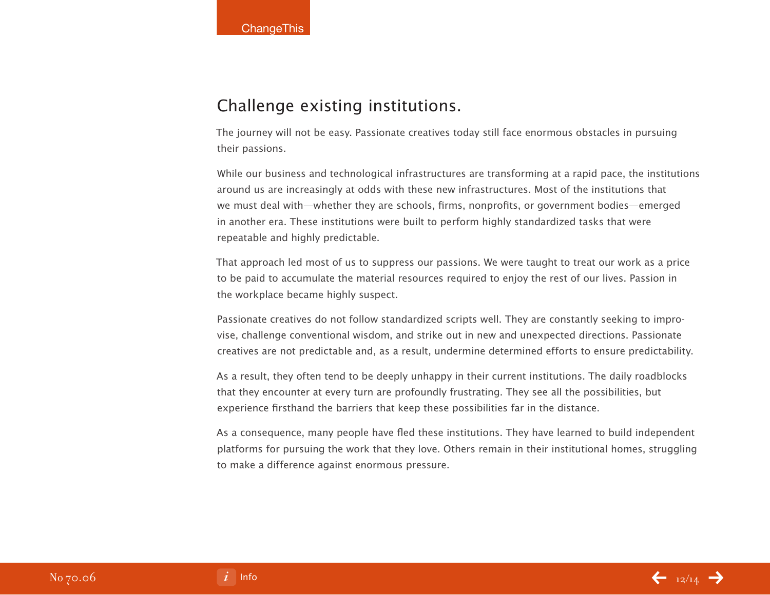## Challenge existing institutions.

The journey will not be easy. Passionate creatives today still face enormous obstacles in pursuing their passions.

While our business and technological infrastructures are transforming at a rapid pace, the institutions around us are increasingly at odds with these new infrastructures. Most of the institutions that we must deal with—whether they are schools, firms, nonprofits, or government bodies—emerged in another era. These institutions were built to perform highly standardized tasks that were repeatable and highly predictable.

That approach led most of us to suppress our passions. We were taught to treat our work as a price to be paid to accumulate the material resources required to enjoy the rest of our lives. Passion in the workplace became highly suspect.

Passionate creatives do not follow standardized scripts well. They are constantly seeking to improvise, challenge conventional wisdom, and strike out in new and unexpected directions. Passionate creatives are not predictable and, as a result, undermine determined efforts to ensure predictability.

As a result, they often tend to be deeply unhappy in their current institutions. The daily roadblocks that they encounter at every turn are profoundly frustrating. They see all the possibilities, but experience firsthand the barriers that keep these possibilities far in the distance.

As a consequence, many people have fled these institutions. They have learned to build independent platforms for pursuing the work that they love. Others remain in their institutional homes, struggling to make a difference against enormous pressure.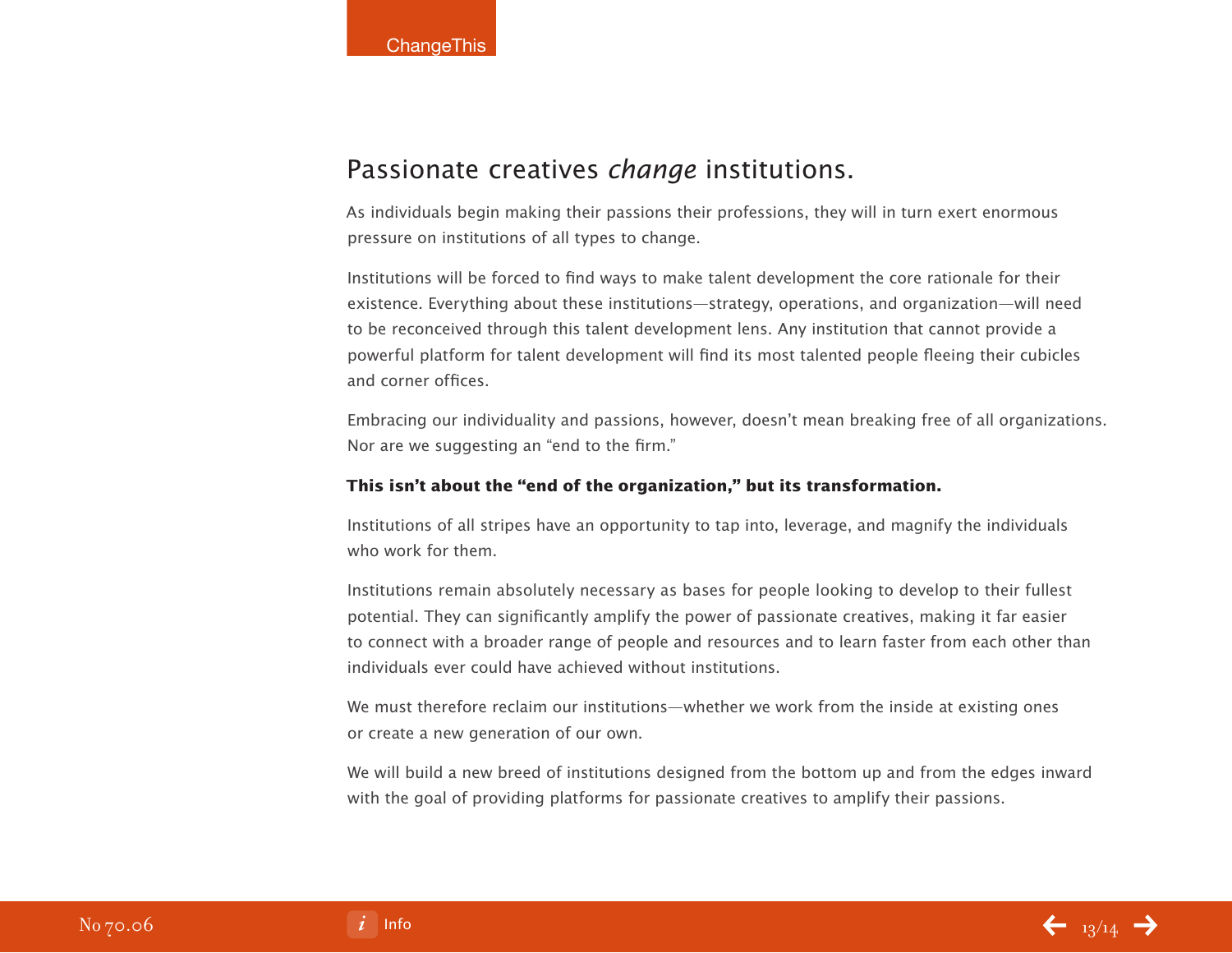## Passionate creatives *change* institutions.

As individuals begin making their passions their professions, they will in turn exert enormous pressure on institutions of all types to change.

Institutions will be forced to find ways to make talent development the core rationale for their existence. Everything about these institutions—strategy, operations, and organization—will need to be reconceived through this talent development lens. Any institution that cannot provide a powerful platform for talent development will find its most talented people fleeing their cubicles and corner offices.

Embracing our individuality and passions, however, doesn't mean breaking free of all organizations. Nor are we suggesting an "end to the firm."

**This isn't about the "end of the organization," but its transformation.**

Institutions of all stripes have an opportunity to tap into, leverage, and magnify the individuals who work for them.

Institutions remain absolutely necessary as bases for people looking to develop to their fullest potential. They can significantly amplify the power of passionate creatives, making it far easier to connect with a broader range of people and resources and to learn faster from each other than individuals ever could have achieved without institutions.

We must therefore reclaim our institutions—whether we work from the inside at existing ones or create a new generation of our own.

We will build a new breed of institutions designed from the bottom up and from the edges inward with the goal of providing platforms for passionate creatives to amplify their passions.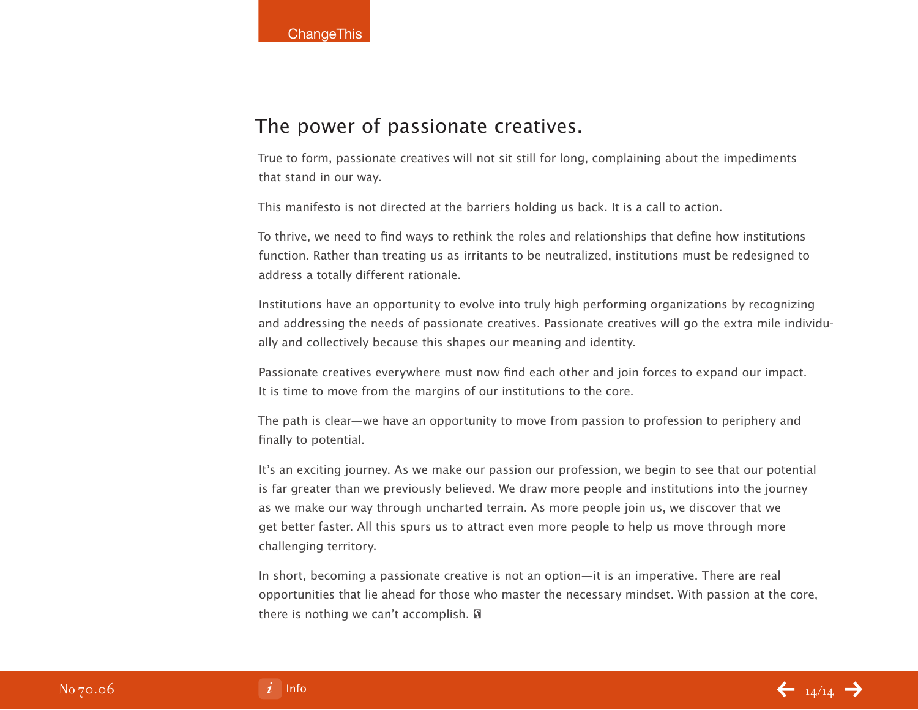## The power of passionate creatives.

True to form, passionate creatives will not sit still for long, complaining about the impediments that stand in our way.

This manifesto is not directed at the barriers holding us back. It is a call to action.

To thrive, we need to find ways to rethink the roles and relationships that define how institutions function. Rather than treating us as irritants to be neutralized, institutions must be redesigned to address a totally different rationale.

Institutions have an opportunity to evolve into truly high performing organizations by recognizing and addressing the needs of passionate creatives. Passionate creatives will go the extra mile individually and collectively because this shapes our meaning and identity.

Passionate creatives everywhere must now find each other and join forces to expand our impact. It is time to move from the margins of our institutions to the core.

The path is clear—we have an opportunity to move from passion to profession to periphery and finally to potential.

It's an exciting journey. As we make our passion our profession, we begin to see that our potential is far greater than we previously believed. We draw more people and institutions into the journey as we make our way through uncharted terrain. As more people join us, we discover that we get better faster. All this spurs us to attract even more people to help us move through more challenging territory.

In short, becoming a passionate creative is not an option—it is an imperative. There are real opportunities that lie ahead for those who master the necessary mindset. With passion at the core, there is nothing we can't accomplish.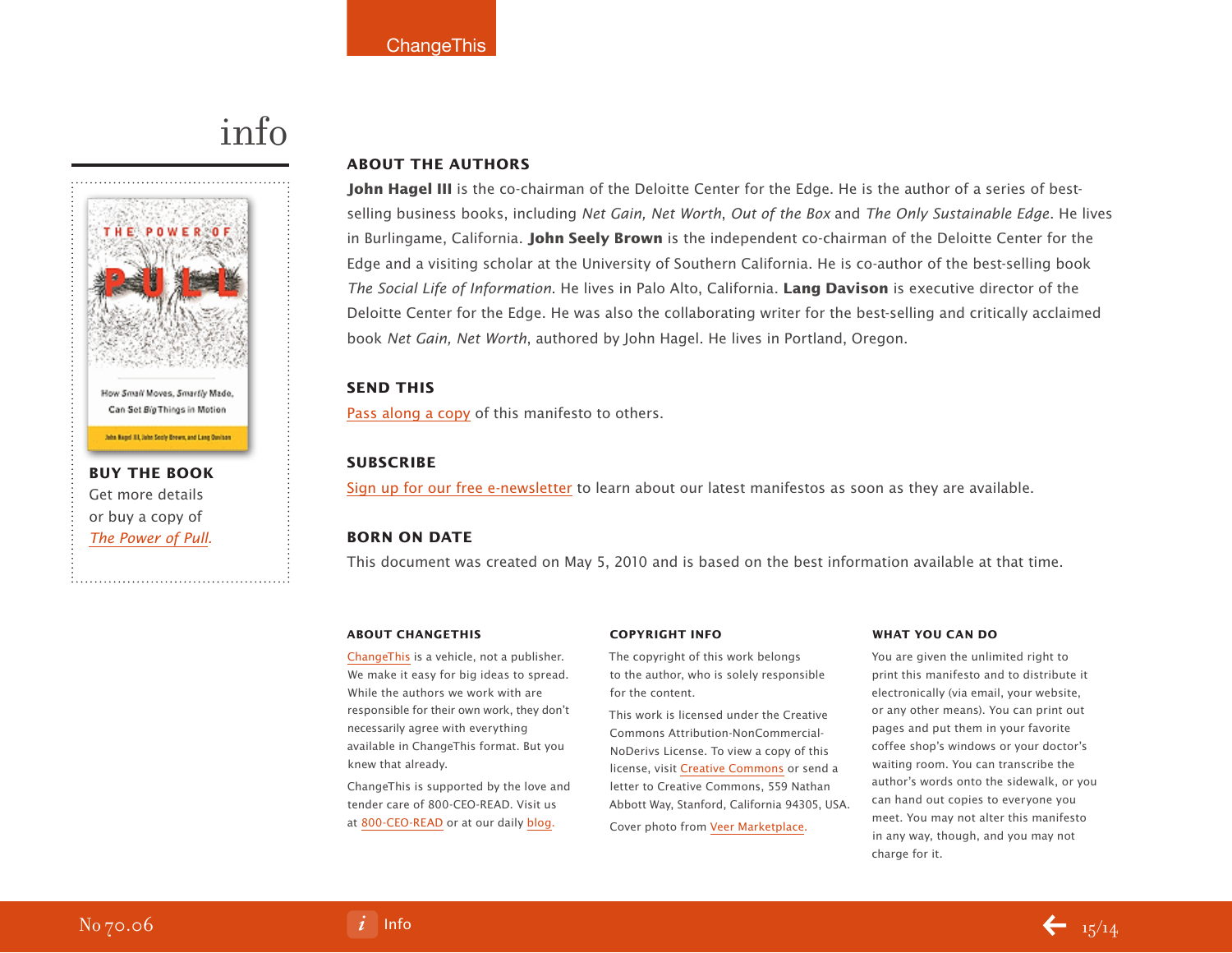# info

**BUY THE BOOK**
Get more details or buy a copy of *The Power of Pull.*

## ABOUT THE AUTHORS

**John Hagel III** is the co-chairman of the Deloitte Center for the Edge. He is the author of a series of best-selling business books, including *Net Gain, Net Worth*, *Out of the Box* and *The Only Sustainable Edge*. He lives in Burlingame, California. **John Seely Brown** is the independent co-chairman of the Deloitte Center for the Edge and a visiting scholar at the University of Southern California. He is co-author of the best-selling book *The Social Life of Information*. He lives in Palo Alto, California. **Lang Davison** is executive director of the Deloitte Center for the Edge. He was also the collaborating writer for the best-selling and critically acclaimed book *Net Gain, Net Worth*, authored by John Hagel. He lives in Portland, Oregon.

## SEND THIS

Pass along a copy of this manifesto to others.

## SUBSCRIBE

Sign up for our free e-newsletter to learn about our latest manifestos as soon as they are available.

## BORN ON DATE

This document was created on May 5, 2010 and is based on the best information available at that time.

### ABOUT CHANGETHIS

ChangeThis is a vehicle, not a publisher. We make it easy for big ideas to spread. While the authors we work with are responsible for their own work, they don't necessarily agree with everything available in ChangeThis format. But you knew that already.

ChangeThis is supported by the love and tender care of 800-CEO-READ. Visit us at 800-CEO-READ or at our daily blog.

### COPYRIGHT INFO

The copyright of this work belongs to the author, who is solely responsible for the content.

This work is licensed under the Creative Commons Attribution-NonCommercial-NoDerivs License. To view a copy of this license, visit Creative Commons or send a letter to Creative Commons, 559 Nathan Abbott Way, Stanford, California 94305, USA.

Cover photo from Veer Marketplace.

### WHAT YOU CAN DO

You are given the unlimited right to print this manifesto and to distribute it electronically (via email, your website, or any other means). You can print out pages and put them in your favorite coffee shop's windows or your doctor's waiting room. You can transcribe the author's words onto the sidewalk, or you can hand out copies to everyone you meet. You may not alter this manifesto in any way, though, and you may not charge for it.